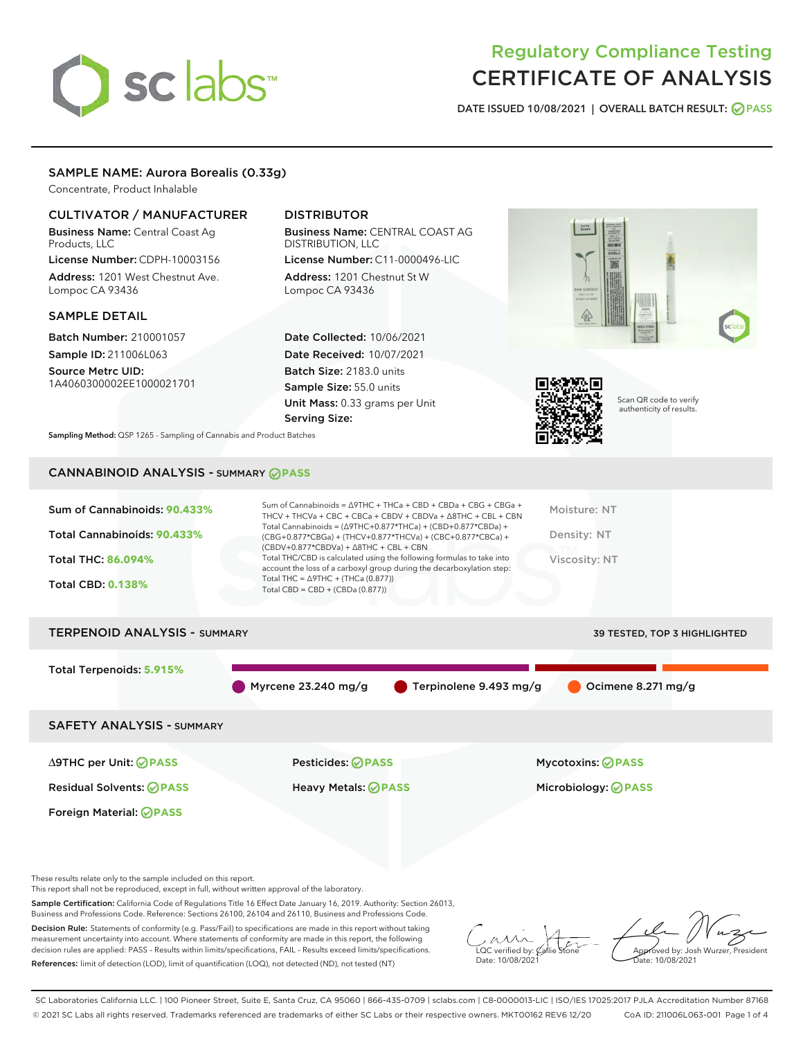# Regulatory Compliance Testing
# CERTIFICATE OF ANALYSIS

DATE ISSUED 10/08/2021 | OVERALL BATCH RESULT: PASS

## SAMPLE NAME: Aurora Borealis (0.33g)

Concentrate, Product Inhalable

### CULTIVATOR / MANUFACTURER

**Business Name:** Central Coast Ag Products, LLC
**License Number:** CDPH-10003156
**Address:** 1201 West Chestnut Ave. Lompoc CA 93436

### DISTRIBUTOR

**Business Name:** CENTRAL COAST AG DISTRIBUTION, LLC
**License Number:** C11-0000496-LIC
**Address:** 1201 Chestnut St W Lompoc CA 93436

### SAMPLE DETAIL

**Batch Number:** 210001057
**Sample ID:** 211006L063
**Source Metrc UID:** 1A4060300002EE1000021701

**Date Collected:** 10/06/2021
**Date Received:** 10/07/2021
**Batch Size:** 2183.0 units
**Sample Size:** 55.0 units
**Unit Mass:** 0.33 grams per Unit
**Serving Size:**

Scan QR code to verify authenticity of results.

**Sampling Method:** QSP 1265 - Sampling of Cannabis and Product Batches

## CANNABINOID ANALYSIS - SUMMARY PASS

Sum of Cannabinoids: **90.433%**
Total Cannabinoids: **90.433%**
Total THC: **86.094%**
Total CBD: **0.138%**

Sum of Cannabinoids = Δ9THC + THCa + CBD + CBDa + CBG + CBGa + THCV + THCVa + CBC + CBCa + CBDV + CBDVa + Δ8THC + CBL + CBN
Total Cannabinoids = (Δ9THC+0.877*THCa) + (CBD+0.877*CBDa) + (CBG+0.877*CBGa) + (THCV+0.877*THCVa) + (CBC+0.877*CBCa) + (CBDV+0.877*CBDVa) + Δ8THC + CBL + CBN
Total THC/CBD is calculated using the following formulas to take into account the loss of a carboxyl group during the decarboxylation step:
Total THC = Δ9THC + (THCa (0.877))
Total CBD = CBD + (CBDa (0.877))

Moisture: NT
Density: NT
Viscosity: NT

## TERPENOID ANALYSIS - SUMMARY

39 TESTED, TOP 3 HIGHLIGHTED

Total Terpenoids: **5.915%**

Myrcene 23.240 mg/g | Terpinolene 9.493 mg/g | Ocimene 8.271 mg/g

## SAFETY ANALYSIS - SUMMARY

| | | |
|---|---|---|
| Δ9THC per Unit: PASS | Pesticides: PASS | Mycotoxins: PASS |
| Residual Solvents: PASS | Heavy Metals: PASS | Microbiology: PASS |
| Foreign Material: PASS | | |

These results relate only to the sample included on this report.
This report shall not be reproduced, except in full, without written approval of the laboratory.

**Sample Certification:** California Code of Regulations Title 16 Effect Date January 16, 2019. Authority: Section 26013, Business and Professions Code. Reference: Sections 26100, 26104 and 26110, Business and Professions Code.

**Decision Rule:** Statements of conformity (e.g. Pass/Fail) to specifications are made in this report without taking measurement uncertainty into account. Where statements of conformity are made in this report, the following decision rules are applied: PASS – Results within limits/specifications, FAIL – Results exceed limits/specifications.

**References:** limit of detection (LOD), limit of quantification (LOQ), not detected (ND), not tested (NT)

LQC verified by: Callie Stone
Date: 10/08/2021

Approved by: Josh Wurzer, President
Date: 10/08/2021

SC Laboratories California LLC. | 100 Pioneer Street, Suite E, Santa Cruz, CA 95060 | 866-435-0709 | sclabs.com | C8-0000013-LIC | ISO/IES 17025:2017 PJLA Accreditation Number 87168
© 2021 SC Labs all rights reserved. Trademarks referenced are trademarks of either SC Labs or their respective owners. MKT00162 REV6 12/20 CoA ID: 211006L063-001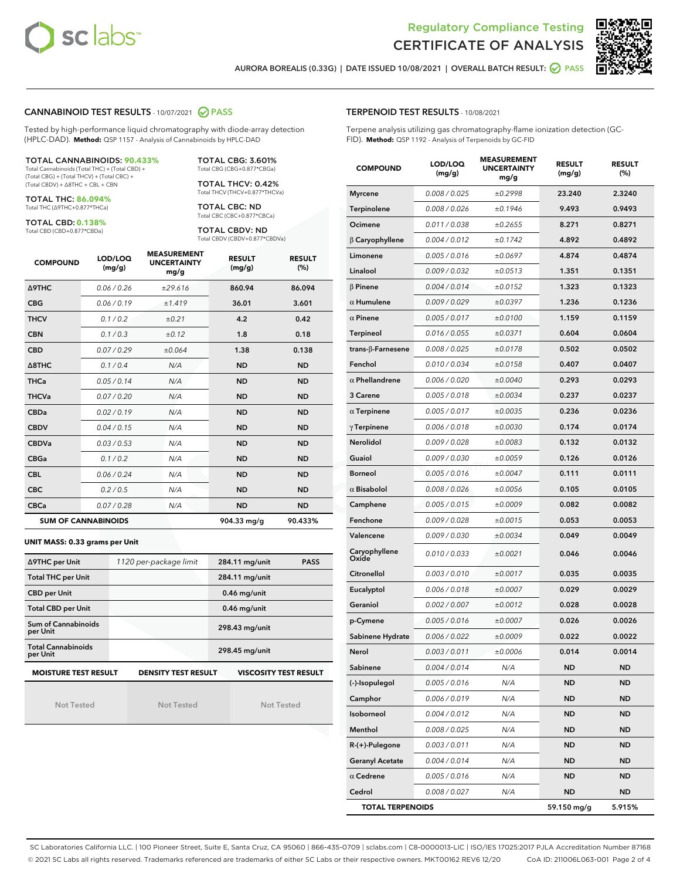Regulatory Compliance Testing
# CERTIFICATE OF ANALYSIS

AURORA BOREALIS (0.33G) | DATE ISSUED 10/08/2021 | OVERALL BATCH RESULT: PASS

## CANNABINOID TEST RESULTS - 10/07/2021 PASS

Tested by high-performance liquid chromatography with diode-array detection (HPLC-DAD). **Method:** QSP 1157 - Analysis of Cannabinoids by HPLC-DAD

**TOTAL CANNABINOIDS: 90.433%**
Total Cannabinoids (Total THC) + (Total CBD) + (Total CBG) + (Total THCV) + (Total CBC) + (Total CBDV) + Δ8THC + CBL + CBN

**TOTAL THC: 86.094%**
Total THC (Δ9THC+0.877*THCa)

**TOTAL CBD: 0.138%**
Total CBD (CBD+0.877*CBDa)

**TOTAL CBG: 3.601%**
Total CBG (CBG+0.877*CBGa)

**TOTAL THCV: 0.42%**
Total THCV (THCV+0.877*THCVa)

**TOTAL CBC: ND**
Total CBC (CBC+0.877*CBCa)

**TOTAL CBDV: ND**
Total CBDV (CBDV+0.877*CBDVa)

| COMPOUND | LOD/LOQ (mg/g) | MEASUREMENT UNCERTAINTY mg/g | RESULT (mg/g) | RESULT (%) |
|---|---|---|---|---|
| Δ9THC | 0.06 / 0.26 | ±29.616 | 860.94 | 86.094 |
| CBG | 0.06 / 0.19 | ±1.419 | 36.01 | 3.601 |
| THCV | 0.1 / 0.2 | ±0.21 | 4.2 | 0.42 |
| CBN | 0.1 / 0.3 | ±0.12 | 1.8 | 0.18 |
| CBD | 0.07 / 0.29 | ±0.064 | 1.38 | 0.138 |
| Δ8THC | 0.1 / 0.4 | N/A | ND | ND |
| THCa | 0.05 / 0.14 | N/A | ND | ND |
| THCVa | 0.07 / 0.20 | N/A | ND | ND |
| CBDa | 0.02 / 0.19 | N/A | ND | ND |
| CBDV | 0.04 / 0.15 | N/A | ND | ND |
| CBDVa | 0.03 / 0.53 | N/A | ND | ND |
| CBGa | 0.1 / 0.2 | N/A | ND | ND |
| CBL | 0.06 / 0.24 | N/A | ND | ND |
| CBC | 0.2 / 0.5 | N/A | ND | ND |
| CBCa | 0.07 / 0.28 | N/A | ND | ND |
| **SUM OF CANNABINOIDS** | | | 904.33 mg/g | 90.433% |

**UNIT MASS: 0.33 grams per Unit**

| | | | |
|---|---|---|---|
| Δ9THC per Unit | 1120 per-package limit | 284.11 mg/unit | PASS |
| Total THC per Unit | | 284.11 mg/unit | |
| CBD per Unit | | 0.46 mg/unit | |
| Total CBD per Unit | | 0.46 mg/unit | |
| Sum of Cannabinoids per Unit | | 298.43 mg/unit | |
| Total Cannabinoids per Unit | | 298.45 mg/unit | |

| MOISTURE TEST RESULT | DENSITY TEST RESULT | VISCOSITY TEST RESULT |
|---|---|---|
| Not Tested | Not Tested | Not Tested |

## TERPENOID TEST RESULTS - 10/08/2021

Terpene analysis utilizing gas chromatography-flame ionization detection (GC-FID). **Method:** QSP 1192 - Analysis of Terpenoids by GC-FID

| COMPOUND | LOD/LOQ (mg/g) | MEASUREMENT UNCERTAINTY mg/g | RESULT (mg/g) | RESULT (%) |
|---|---|---|---|---|
| Myrcene | 0.008 / 0.025 | ±0.2998 | 23.240 | 2.3240 |
| Terpinolene | 0.008 / 0.026 | ±0.1946 | 9.493 | 0.9493 |
| Ocimene | 0.011 / 0.038 | ±0.2655 | 8.271 | 0.8271 |
| β Caryophyllene | 0.004 / 0.012 | ±0.1742 | 4.892 | 0.4892 |
| Limonene | 0.005 / 0.016 | ±0.0697 | 4.874 | 0.4874 |
| Linalool | 0.009 / 0.032 | ±0.0513 | 1.351 | 0.1351 |
| β Pinene | 0.004 / 0.014 | ±0.0152 | 1.323 | 0.1323 |
| α Humulene | 0.009 / 0.029 | ±0.0397 | 1.236 | 0.1236 |
| α Pinene | 0.005 / 0.017 | ±0.0100 | 1.159 | 0.1159 |
| Terpineol | 0.016 / 0.055 | ±0.0371 | 0.604 | 0.0604 |
| trans-β-Farnesene | 0.008 / 0.025 | ±0.0178 | 0.502 | 0.0502 |
| Fenchol | 0.010 / 0.034 | ±0.0158 | 0.407 | 0.0407 |
| α Phellandrene | 0.006 / 0.020 | ±0.0040 | 0.293 | 0.0293 |
| 3 Carene | 0.005 / 0.018 | ±0.0034 | 0.237 | 0.0237 |
| α Terpinene | 0.005 / 0.017 | ±0.0035 | 0.236 | 0.0236 |
| γ Terpinene | 0.006 / 0.018 | ±0.0030 | 0.174 | 0.0174 |
| Nerolidol | 0.009 / 0.028 | ±0.0083 | 0.132 | 0.0132 |
| Guaiol | 0.009 / 0.030 | ±0.0059 | 0.126 | 0.0126 |
| Borneol | 0.005 / 0.016 | ±0.0047 | 0.111 | 0.0111 |
| α Bisabolol | 0.008 / 0.026 | ±0.0056 | 0.105 | 0.0105 |
| Camphene | 0.005 / 0.015 | ±0.0009 | 0.082 | 0.0082 |
| Fenchone | 0.009 / 0.028 | ±0.0015 | 0.053 | 0.0053 |
| Valencene | 0.009 / 0.030 | ±0.0034 | 0.049 | 0.0049 |
| Caryophyllene Oxide | 0.010 / 0.033 | ±0.0021 | 0.046 | 0.0046 |
| Citronellol | 0.003 / 0.010 | ±0.0017 | 0.035 | 0.0035 |
| Eucalyptol | 0.006 / 0.018 | ±0.0007 | 0.029 | 0.0029 |
| Geraniol | 0.002 / 0.007 | ±0.0012 | 0.028 | 0.0028 |
| p-Cymene | 0.005 / 0.016 | ±0.0007 | 0.026 | 0.0026 |
| Sabinene Hydrate | 0.006 / 0.022 | ±0.0009 | 0.022 | 0.0022 |
| Nerol | 0.003 / 0.011 | ±0.0006 | 0.014 | 0.0014 |
| Sabinene | 0.004 / 0.014 | N/A | ND | ND |
| (-)-Isopulegol | 0.005 / 0.016 | N/A | ND | ND |
| Camphor | 0.006 / 0.019 | N/A | ND | ND |
| Isoborneol | 0.004 / 0.012 | N/A | ND | ND |
| Menthol | 0.008 / 0.025 | N/A | ND | ND |
| R-(+)-Pulegone | 0.003 / 0.011 | N/A | ND | ND |
| Geranyl Acetate | 0.004 / 0.014 | N/A | ND | ND |
| α Cedrene | 0.005 / 0.016 | N/A | ND | ND |
| Cedrol | 0.008 / 0.027 | N/A | ND | ND |
| **TOTAL TERPENOIDS** | | | 59.150 mg/g | 5.915% |

SC Laboratories California LLC. | 100 Pioneer Street, Suite E, Santa Cruz, CA 95060 | 866-435-0709 | sclabs.com | C8-0000013-LIC | ISO/IES 17025:2017 PJLA Accreditation Number 87168
© 2021 SC Labs all rights reserved. Trademarks referenced are trademarks of either SC Labs or their respective owners. MKT00162 REV6 12/20 CoA ID: 211006L063-001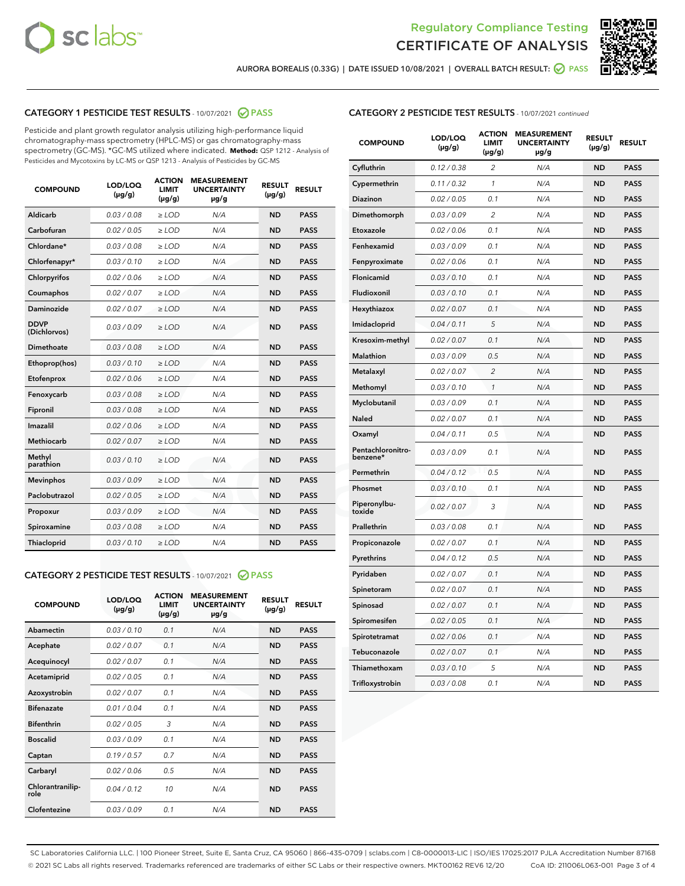AURORA BOREALIS (0.33G) | DATE ISSUED 10/08/2021 | OVERALL BATCH RESULT: PASS

## CATEGORY 1 PESTICIDE TEST RESULTS - 10/07/2021 PASS

Pesticide and plant growth regulator analysis utilizing high-performance liquid chromatography-mass spectrometry (HPLC-MS) or gas chromatography-mass spectrometry (GC-MS). *GC-MS utilized where indicated. **Method:** QSP 1212 - Analysis of Pesticides and Mycotoxins by LC-MS or QSP 1213 - Analysis of Pesticides by GC-MS

| COMPOUND | LOD/LOQ (µg/g) | ACTION LIMIT (µg/g) | MEASUREMENT UNCERTAINTY µg/g | RESULT (µg/g) | RESULT |
|---|---|---|---|---|---|
| Aldicarb | 0.03 / 0.08 | ≥ LOD | N/A | ND | PASS |
| Carbofuran | 0.02 / 0.05 | ≥ LOD | N/A | ND | PASS |
| Chlordane* | 0.03 / 0.08 | ≥ LOD | N/A | ND | PASS |
| Chlorfenapyr* | 0.03 / 0.10 | ≥ LOD | N/A | ND | PASS |
| Chlorpyrifos | 0.02 / 0.06 | ≥ LOD | N/A | ND | PASS |
| Coumaphos | 0.02 / 0.07 | ≥ LOD | N/A | ND | PASS |
| Daminozide | 0.02 / 0.07 | ≥ LOD | N/A | ND | PASS |
| DDVP (Dichlorvos) | 0.03 / 0.09 | ≥ LOD | N/A | ND | PASS |
| Dimethoate | 0.03 / 0.08 | ≥ LOD | N/A | ND | PASS |
| Ethoprop(hos) | 0.03 / 0.10 | ≥ LOD | N/A | ND | PASS |
| Etofenprox | 0.02 / 0.06 | ≥ LOD | N/A | ND | PASS |
| Fenoxycarb | 0.03 / 0.08 | ≥ LOD | N/A | ND | PASS |
| Fipronil | 0.03 / 0.08 | ≥ LOD | N/A | ND | PASS |
| Imazalil | 0.02 / 0.06 | ≥ LOD | N/A | ND | PASS |
| Methiocarb | 0.02 / 0.07 | ≥ LOD | N/A | ND | PASS |
| Methyl parathion | 0.03 / 0.10 | ≥ LOD | N/A | ND | PASS |
| Mevinphos | 0.03 / 0.09 | ≥ LOD | N/A | ND | PASS |
| Paclobutrazol | 0.02 / 0.05 | ≥ LOD | N/A | ND | PASS |
| Propoxur | 0.03 / 0.09 | ≥ LOD | N/A | ND | PASS |
| Spiroxamine | 0.03 / 0.08 | ≥ LOD | N/A | ND | PASS |
| Thiacloprid | 0.03 / 0.10 | ≥ LOD | N/A | ND | PASS |

## CATEGORY 2 PESTICIDE TEST RESULTS - 10/07/2021 PASS

| COMPOUND | LOD/LOQ (µg/g) | ACTION LIMIT (µg/g) | MEASUREMENT UNCERTAINTY µg/g | RESULT (µg/g) | RESULT |
|---|---|---|---|---|---|
| Abamectin | 0.03 / 0.10 | 0.1 | N/A | ND | PASS |
| Acephate | 0.02 / 0.07 | 0.1 | N/A | ND | PASS |
| Acequinocyl | 0.02 / 0.07 | 0.1 | N/A | ND | PASS |
| Acetamiprid | 0.02 / 0.05 | 0.1 | N/A | ND | PASS |
| Azoxystrobin | 0.02 / 0.07 | 0.1 | N/A | ND | PASS |
| Bifenazate | 0.01 / 0.04 | 0.1 | N/A | ND | PASS |
| Bifenthrin | 0.02 / 0.05 | 3 | N/A | ND | PASS |
| Boscalid | 0.03 / 0.09 | 0.1 | N/A | ND | PASS |
| Captan | 0.19 / 0.57 | 0.7 | N/A | ND | PASS |
| Carbaryl | 0.02 / 0.06 | 0.5 | N/A | ND | PASS |
| Chlorantraniliprole | 0.04 / 0.12 | 10 | N/A | ND | PASS |
| Clofentezine | 0.03 / 0.09 | 0.1 | N/A | ND | PASS |
| Cyfluthrin | 0.12 / 0.38 | 2 | N/A | ND | PASS |
| Cypermethrin | 0.11 / 0.32 | 1 | N/A | ND | PASS |
| Diazinon | 0.02 / 0.05 | 0.1 | N/A | ND | PASS |
| Dimethomorph | 0.03 / 0.09 | 2 | N/A | ND | PASS |
| Etoxazole | 0.02 / 0.06 | 0.1 | N/A | ND | PASS |
| Fenhexamid | 0.03 / 0.09 | 0.1 | N/A | ND | PASS |
| Fenpyroximate | 0.02 / 0.06 | 0.1 | N/A | ND | PASS |
| Flonicamid | 0.03 / 0.10 | 0.1 | N/A | ND | PASS |
| Fludioxonil | 0.03 / 0.10 | 0.1 | N/A | ND | PASS |
| Hexythiazox | 0.02 / 0.07 | 0.1 | N/A | ND | PASS |
| Imidacloprid | 0.04 / 0.11 | 5 | N/A | ND | PASS |
| Kresoxim-methyl | 0.02 / 0.07 | 0.1 | N/A | ND | PASS |
| Malathion | 0.03 / 0.09 | 0.5 | N/A | ND | PASS |
| Metalaxyl | 0.02 / 0.07 | 2 | N/A | ND | PASS |
| Methomyl | 0.03 / 0.10 | 1 | N/A | ND | PASS |
| Myclobutanil | 0.03 / 0.09 | 0.1 | N/A | ND | PASS |
| Naled | 0.02 / 0.07 | 0.1 | N/A | ND | PASS |
| Oxamyl | 0.04 / 0.11 | 0.5 | N/A | ND | PASS |
| Pentachloronitrobenzene* | 0.03 / 0.09 | 0.1 | N/A | ND | PASS |
| Permethrin | 0.04 / 0.12 | 0.5 | N/A | ND | PASS |
| Phosmet | 0.03 / 0.10 | 0.1 | N/A | ND | PASS |
| Piperonylbutoxide | 0.02 / 0.07 | 3 | N/A | ND | PASS |
| Prallethrin | 0.03 / 0.08 | 0.1 | N/A | ND | PASS |
| Propiconazole | 0.02 / 0.07 | 0.1 | N/A | ND | PASS |
| Pyrethrins | 0.04 / 0.12 | 0.5 | N/A | ND | PASS |
| Pyridaben | 0.02 / 0.07 | 0.1 | N/A | ND | PASS |
| Spinetoram | 0.02 / 0.07 | 0.1 | N/A | ND | PASS |
| Spinosad | 0.02 / 0.07 | 0.1 | N/A | ND | PASS |
| Spiromesifen | 0.02 / 0.05 | 0.1 | N/A | ND | PASS |
| Spirotetramat | 0.02 / 0.06 | 0.1 | N/A | ND | PASS |
| Tebuconazole | 0.02 / 0.07 | 0.1 | N/A | ND | PASS |
| Thiamethoxam | 0.03 / 0.10 | 5 | N/A | ND | PASS |
| Trifloxystrobin | 0.03 / 0.08 | 0.1 | N/A | ND | PASS |

SC Laboratories California LLC. | 100 Pioneer Street, Suite E, Santa Cruz, CA 95060 | 866-435-0709 | sclabs.com | C8-0000013-LIC | ISO/IES 17025:2017 PJLA Accreditation Number 87168
© 2021 SC Labs all rights reserved. Trademarks referenced are trademarks of either SC Labs or their respective owners. MKT00162 REV6 12/20 CoA ID: 211006L063-001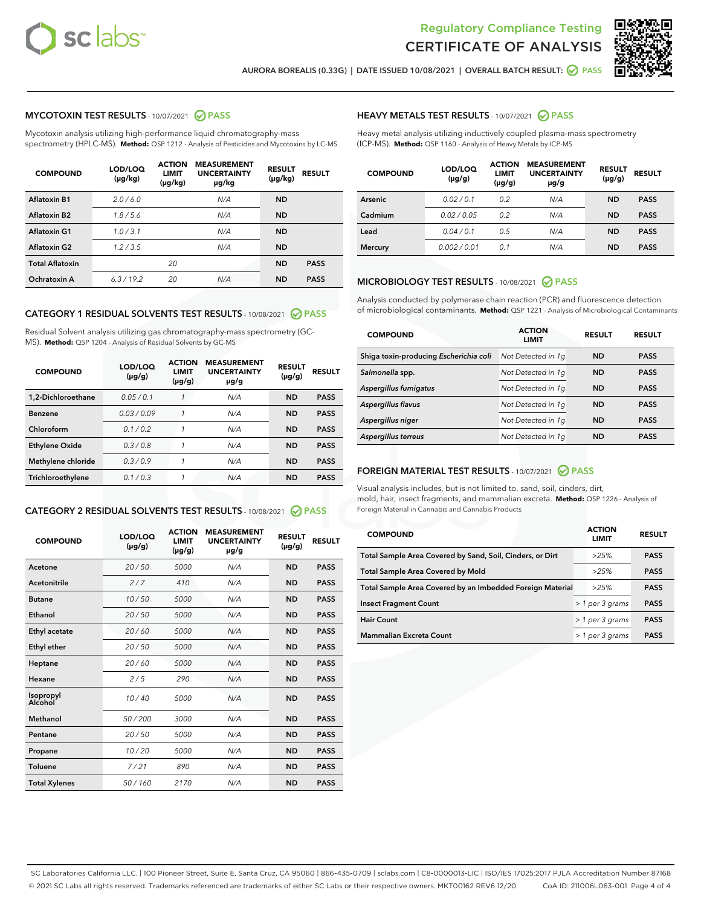Regulatory Compliance Testing
# CERTIFICATE OF ANALYSIS

AURORA BOREALIS (0.33G) | DATE ISSUED 10/08/2021 | OVERALL BATCH RESULT: PASS

## MYCOTOXIN TEST RESULTS - 10/07/2021 PASS

Mycotoxin analysis utilizing high-performance liquid chromatography-mass spectrometry (HPLC-MS). **Method:** QSP 1212 - Analysis of Pesticides and Mycotoxins by LC-MS

| COMPOUND | LOD/LOQ (μg/kg) | ACTION LIMIT (μg/kg) | MEASUREMENT UNCERTAINTY μg/kg | RESULT (μg/kg) | RESULT |
|---|---|---|---|---|---|
| Aflatoxin B1 | 2.0 / 6.0 | | N/A | ND | |
| Aflatoxin B2 | 1.8 / 5.6 | | N/A | ND | |
| Aflatoxin G1 | 1.0 / 3.1 | | N/A | ND | |
| Aflatoxin G2 | 1.2 / 3.5 | | N/A | ND | |
| Total Aflatoxin | | 20 | | ND | PASS |
| Ochratoxin A | 6.3 / 19.2 | 20 | N/A | ND | PASS |

## CATEGORY 1 RESIDUAL SOLVENTS TEST RESULTS - 10/08/2021 PASS

Residual Solvent analysis utilizing gas chromatography-mass spectrometry (GC-MS). **Method:** QSP 1204 - Analysis of Residual Solvents by GC-MS

| COMPOUND | LOD/LOQ (μg/g) | ACTION LIMIT (μg/g) | MEASUREMENT UNCERTAINTY μg/g | RESULT (μg/g) | RESULT |
|---|---|---|---|---|---|
| 1,2-Dichloroethane | 0.05 / 0.1 | 1 | N/A | ND | PASS |
| Benzene | 0.03 / 0.09 | 1 | N/A | ND | PASS |
| Chloroform | 0.1 / 0.2 | 1 | N/A | ND | PASS |
| Ethylene Oxide | 0.3 / 0.8 | 1 | N/A | ND | PASS |
| Methylene chloride | 0.3 / 0.9 | 1 | N/A | ND | PASS |
| Trichloroethylene | 0.1 / 0.3 | 1 | N/A | ND | PASS |

## CATEGORY 2 RESIDUAL SOLVENTS TEST RESULTS - 10/08/2021 PASS

| COMPOUND | LOD/LOQ (μg/g) | ACTION LIMIT (μg/g) | MEASUREMENT UNCERTAINTY μg/g | RESULT (μg/g) | RESULT |
|---|---|---|---|---|---|
| Acetone | 20 / 50 | 5000 | N/A | ND | PASS |
| Acetonitrile | 2 / 7 | 410 | N/A | ND | PASS |
| Butane | 10 / 50 | 5000 | N/A | ND | PASS |
| Ethanol | 20 / 50 | 5000 | N/A | ND | PASS |
| Ethyl acetate | 20 / 60 | 5000 | N/A | ND | PASS |
| Ethyl ether | 20 / 50 | 5000 | N/A | ND | PASS |
| Heptane | 20 / 60 | 5000 | N/A | ND | PASS |
| Hexane | 2 / 5 | 290 | N/A | ND | PASS |
| Isopropyl Alcohol | 10 / 40 | 5000 | N/A | ND | PASS |
| Methanol | 50 / 200 | 3000 | N/A | ND | PASS |
| Pentane | 20 / 50 | 5000 | N/A | ND | PASS |
| Propane | 10 / 20 | 5000 | N/A | ND | PASS |
| Toluene | 7 / 21 | 890 | N/A | ND | PASS |
| Total Xylenes | 50 / 160 | 2170 | N/A | ND | PASS |

## HEAVY METALS TEST RESULTS - 10/07/2021 PASS

Heavy metal analysis utilizing inductively coupled plasma-mass spectrometry (ICP-MS). **Method:** QSP 1160 - Analysis of Heavy Metals by ICP-MS

| COMPOUND | LOD/LOQ (μg/g) | ACTION LIMIT (μg/g) | MEASUREMENT UNCERTAINTY μg/g | RESULT (μg/g) | RESULT |
|---|---|---|---|---|---|
| Arsenic | 0.02 / 0.1 | 0.2 | N/A | ND | PASS |
| Cadmium | 0.02 / 0.05 | 0.2 | N/A | ND | PASS |
| Lead | 0.04 / 0.1 | 0.5 | N/A | ND | PASS |
| Mercury | 0.002 / 0.01 | 0.1 | N/A | ND | PASS |

## MICROBIOLOGY TEST RESULTS - 10/08/2021 PASS

Analysis conducted by polymerase chain reaction (PCR) and fluorescence detection of microbiological contaminants. **Method:** QSP 1221 - Analysis of Microbiological Contaminants

| COMPOUND | ACTION LIMIT | RESULT | RESULT |
|---|---|---|---|
| Shiga toxin-producing *Escherichia coli* | Not Detected in 1g | ND | PASS |
| *Salmonella* spp. | Not Detected in 1g | ND | PASS |
| *Aspergillus fumigatus* | Not Detected in 1g | ND | PASS |
| *Aspergillus flavus* | Not Detected in 1g | ND | PASS |
| *Aspergillus niger* | Not Detected in 1g | ND | PASS |
| *Aspergillus terreus* | Not Detected in 1g | ND | PASS |

## FOREIGN MATERIAL TEST RESULTS - 10/07/2021 PASS

Visual analysis includes, but is not limited to, sand, soil, cinders, dirt, mold, hair, insect fragments, and mammalian excreta. **Method:** QSP 1226 - Analysis of Foreign Material in Cannabis and Cannabis Products

| COMPOUND | ACTION LIMIT | RESULT |
|---|---|---|
| Total Sample Area Covered by Sand, Soil, Cinders, or Dirt | >25% | PASS |
| Total Sample Area Covered by Mold | >25% | PASS |
| Total Sample Area Covered by an Imbedded Foreign Material | >25% | PASS |
| Insect Fragment Count | > 1 per 3 grams | PASS |
| Hair Count | > 1 per 3 grams | PASS |
| Mammalian Excreta Count | > 1 per 3 grams | PASS |

SC Laboratories California LLC. | 100 Pioneer Street, Suite E, Santa Cruz, CA 95060 | 866-435-0709 | sclabs.com | C8-0000013-LIC | ISO/IES 17025:2017 PJLA Accreditation Number 87168
© 2021 SC Labs all rights reserved. Trademarks referenced are trademarks of either SC Labs or their respective owners. MKT00162 REV6 12/20 CoA ID: 211006L063-001